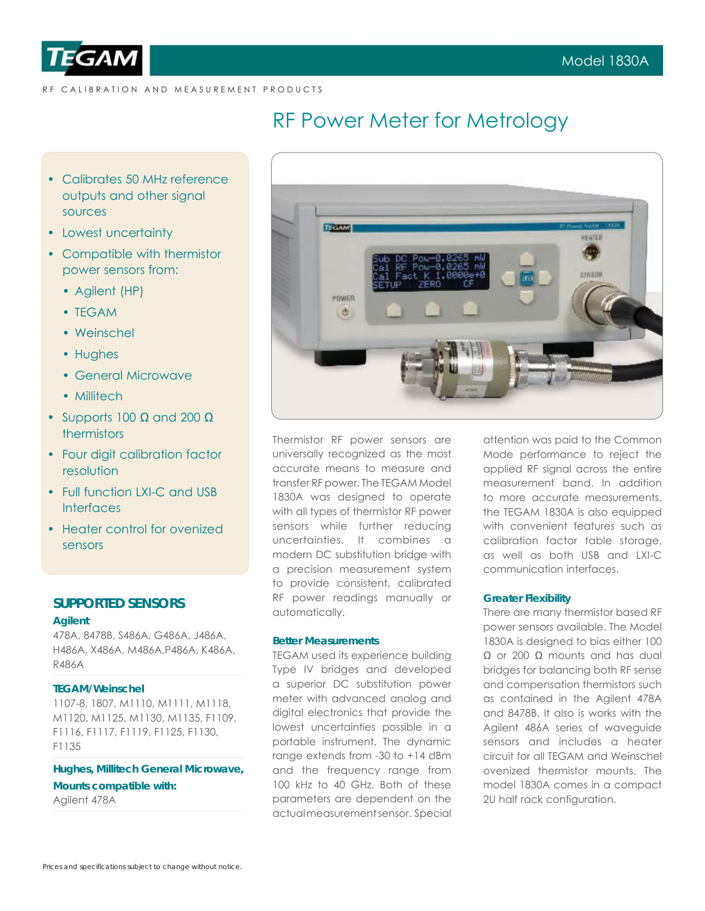TEGAM

Model 1830A

RF CALIBRATION AND MEASUREMENT PRODUCTS

# RF Power Meter for Metrology

- Calibrates 50 MHz reference outputs and other signal sources
- Lowest uncertainty
- Compatible with thermistor power sensors from:
  - Agilent (HP)
  - TEGAM
  - Weinschel
  - Hughes
  - General Microwave
  - Millitech
- Supports 100 Ω and 200 Ω thermistors
- Four digit calibration factor resolution
- Full function LXI-C and USB Interfaces
- Heater control for ovenized sensors

## SUPPORTED SENSORS

**Agilent**

478A, 8478B, S486A, G486A, J486A, H486A, X486A, M486A,P486A, K486A, R486A

**TEGAM/Weinschel**

1107-8, 1807, M1110, M1111, M1118, M1120, M1125, M1130, M1135, F1109, F1116, F1117, F1119, F1125, F1130, F1135

**Hughes, Millitech General Microwave, Mounts compatible with:**

Agilent 478A

Thermistor RF power sensors are universally recognized as the most accurate means to measure and transfer RF power. The TEGAM Model 1830A was designed to operate with all types of thermistor RF power sensors while further reducing uncertainties. It combines a modern DC substitution bridge with a precision measurement system to provide consistent, calibrated RF power readings manually or automatically.

### Better Measurements

TEGAM used its experience building Type IV bridges and developed a superior DC substitution power meter with advanced analog and digital electronics that provide the lowest uncertainties possible in a portable instrument. The dynamic range extends from -30 to +14 dBm and the frequency range from 100 kHz to 40 GHz. Both of these parameters are dependent on the actual measurement sensor. Special attention was paid to the Common Mode performance to reject the applied RF signal across the entire measurement band. In addition to more accurate measurements, the TEGAM 1830A is also equipped with convenient features such as calibration factor table storage, as well as both USB and LXI-C communication interfaces.

### Greater Flexibility

There are many thermistor based RF power sensors available. The Model 1830A is designed to bias either 100 Ω or 200 Ω mounts and has dual bridges for balancing both RF sense and compensation thermistors such as contained in the Agilent 478A and 8478B. It also is works with the Agilent 486A series of waveguide sensors and includes a heater circuit for all TEGAM and Weinschel ovenized thermistor mounts. The model 1830A comes in a compact 2U half rack configuration.

Prices and specifications subject to change without notice.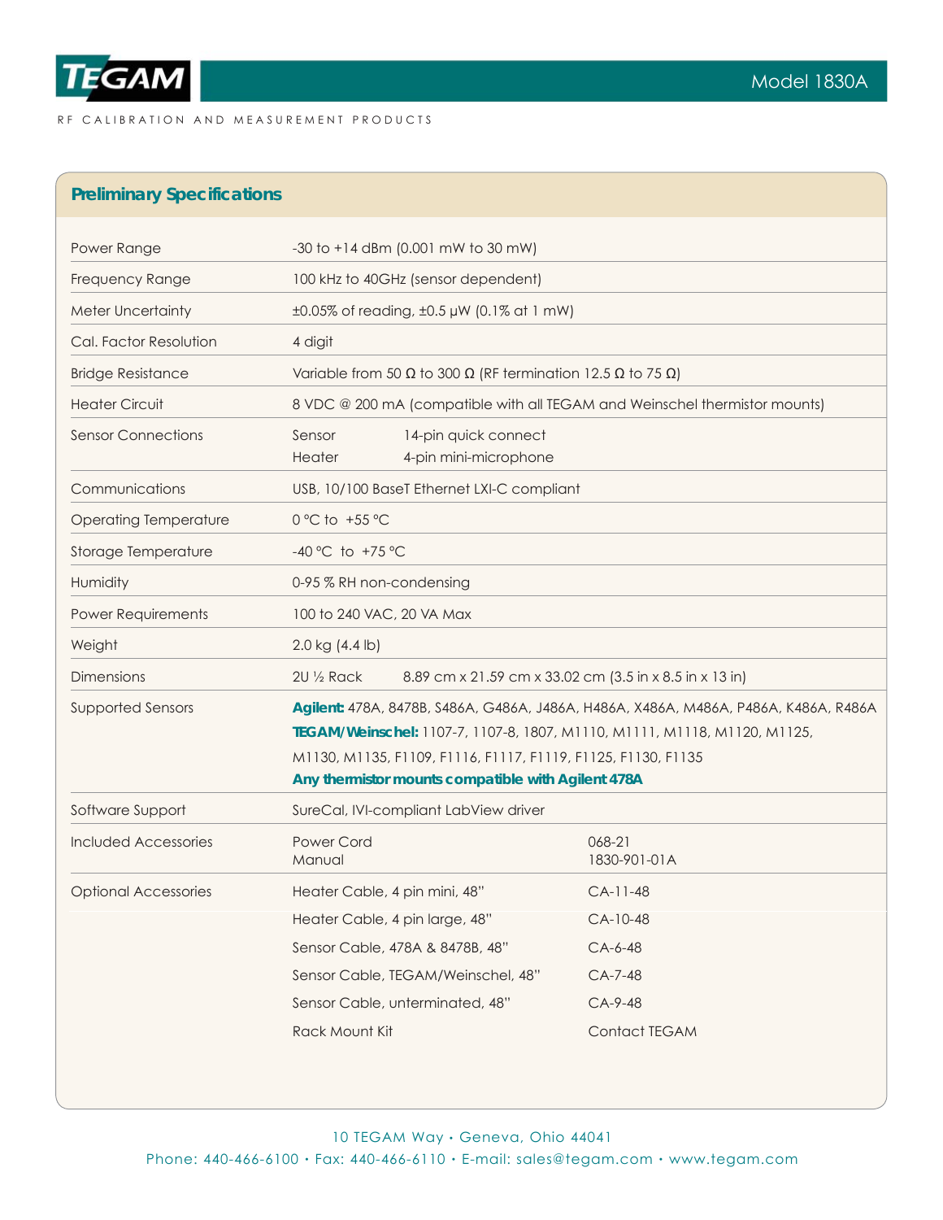RF CALIBRATION AND MEASUREMENT PRODUCTS

## Preliminary Specifications

| | | |
|---|---|---|
| Power Range | -30 to +14 dBm (0.001 mW to 30 mW) | |
| Frequency Range | 100 kHz to 40GHz (sensor dependent) | |
| Meter Uncertainty | ±0.05% of reading, ±0.5 μW (0.1% at 1 mW) | |
| Cal. Factor Resolution | 4 digit | |
| Bridge Resistance | Variable from 50 Ω to 300 Ω (RF termination 12.5 Ω to 75 Ω) | |
| Heater Circuit | 8 VDC @ 200 mA (compatible with all TEGAM and Weinschel thermistor mounts) | |
| Sensor Connections | Sensor 14-pin quick connect<br>Heater 4-pin mini-microphone | |
| Communications | USB, 10/100 BaseT Ethernet LXI-C compliant | |
| Operating Temperature | 0 °C to +55 °C | |
| Storage Temperature | -40 °C to +75 °C | |
| Humidity | 0-95 % RH non-condensing | |
| Power Requirements | 100 to 240 VAC, 20 VA Max | |
| Weight | 2.0 kg (4.4 lb) | |
| Dimensions | 2U ½ Rack 8.89 cm x 21.59 cm x 33.02 cm (3.5 in x 8.5 in x 13 in) | |
| Supported Sensors | **Agilent:** 478A, 8478B, S486A, G486A, J486A, H486A, X486A, M486A, P486A, K486A, R486A<br>**TEGAM/Weinschel:** 1107-7, 1107-8, 1807, M1110, M1111, M1118, M1120, M1125, M1130, M1135, F1109, F1116, F1117, F1119, F1125, F1130, F1135<br>**Any thermistor mounts compatible with Agilent 478A** | |
| Software Support | SureCal, IVI-compliant LabView driver | |
| Included Accessories | Power Cord<br>Manual | 068-21<br>1830-901-01A |
| Optional Accessories | Heater Cable, 4 pin mini, 48" | CA-11-48 |
| | Heater Cable, 4 pin large, 48" | CA-10-48 |
| | Sensor Cable, 478A & 8478B, 48" | CA-6-48 |
| | Sensor Cable, TEGAM/Weinschel, 48" | CA-7-48 |
| | Sensor Cable, unterminated, 48" | CA-9-48 |
| | Rack Mount Kit | Contact TEGAM |

10 TEGAM Way • Geneva, Ohio 44041
Phone: 440-466-6100 • Fax: 440-466-6110 • E-mail: sales@tegam.com • www.tegam.com